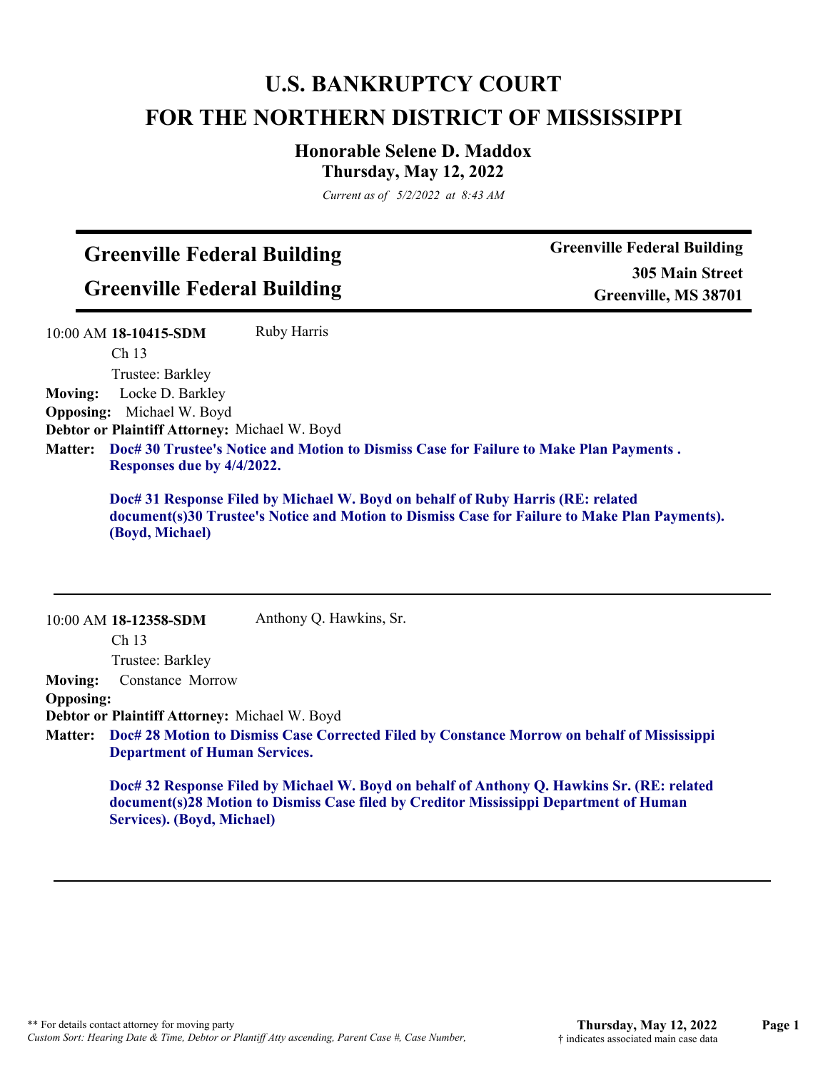# U.S. BANKRUPTCY COURT
# FOR THE NORTHERN DISTRICT OF MISSISSIPPI

### Honorable Selene D. Maddox
### Thursday, May 12, 2022

*Current as of 5/2/2022 at 8:43 AM*

## Greenville Federal Building
## Greenville Federal Building

**Greenville Federal Building**
**305 Main Street**
**Greenville, MS 38701**

---

10:00 AM **18-10415-SDM** Ruby Harris
Ch 13
Trustee: Barkley

**Moving:** Locke D. Barkley
**Opposing:** Michael W. Boyd
**Debtor or Plaintiff Attorney:** Michael W. Boyd
**Matter:** **Doc# 30 Trustee's Notice and Motion to Dismiss Case for Failure to Make Plan Payments . Responses due by 4/4/2022.**

**Doc# 31 Response Filed by Michael W. Boyd on behalf of Ruby Harris (RE: related document(s)30 Trustee's Notice and Motion to Dismiss Case for Failure to Make Plan Payments). (Boyd, Michael)**

---

10:00 AM **18-12358-SDM** Anthony Q. Hawkins, Sr.
Ch 13
Trustee: Barkley

**Moving:** Constance Morrow
**Opposing:**
**Debtor or Plaintiff Attorney:** Michael W. Boyd
**Matter:** **Doc# 28 Motion to Dismiss Case Corrected Filed by Constance Morrow on behalf of Mississippi Department of Human Services.**

**Doc# 32 Response Filed by Michael W. Boyd on behalf of Anthony Q. Hawkins Sr. (RE: related document(s)28 Motion to Dismiss Case filed by Creditor Mississippi Department of Human Services). (Boyd, Michael)**

---

\*\* For details contact attorney for moving party
*Custom Sort: Hearing Date & Time, Debtor or Plantiff Atty ascending, Parent Case #, Case Number,*

† indicates associated main case data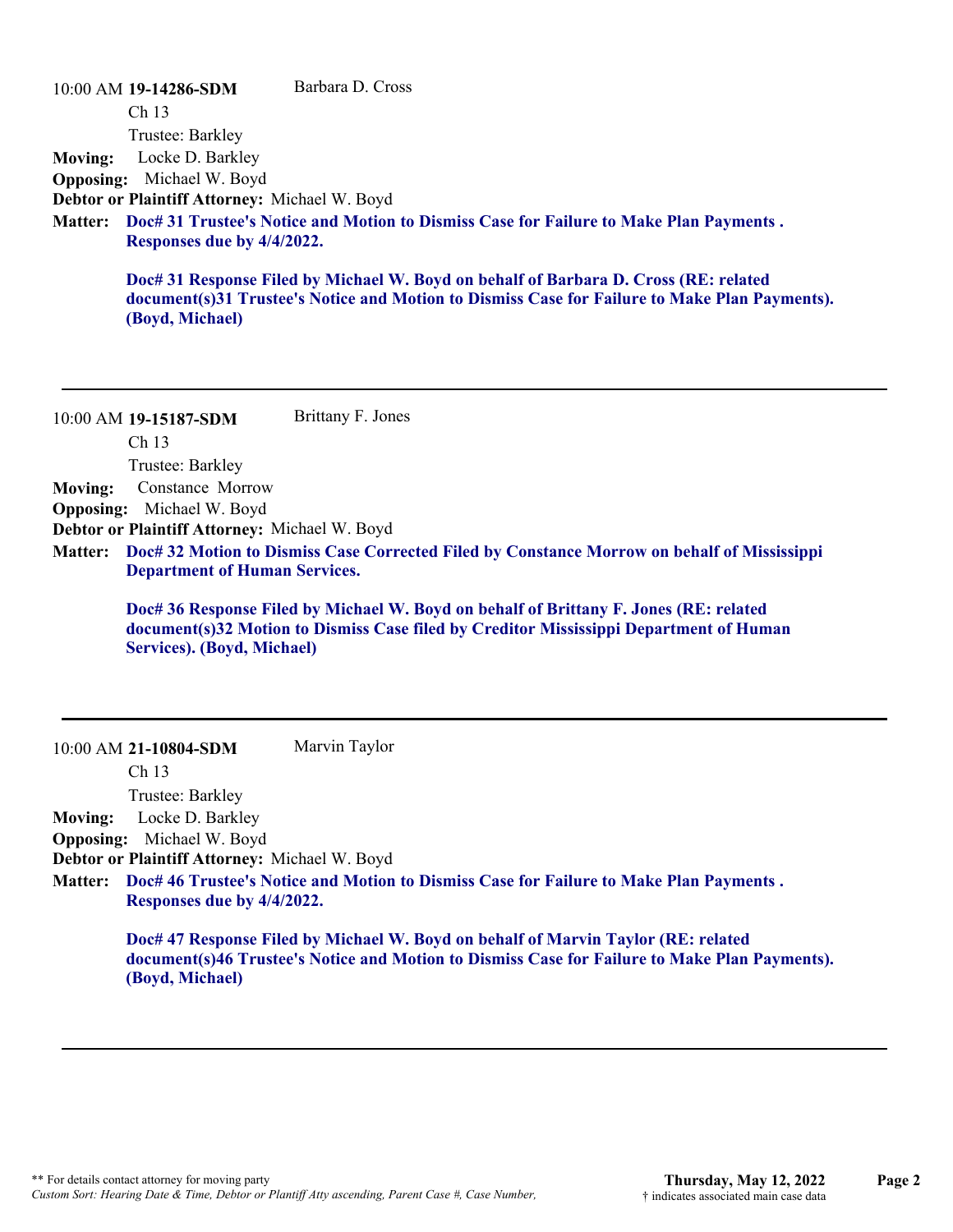10:00 AM **19-14286-SDM** Barbara D. Cross

Ch 13

Trustee: Barkley

**Moving:** Locke D. Barkley

**Opposing:** Michael W. Boyd

**Debtor or Plaintiff Attorney:** Michael W. Boyd

**Matter:** **Doc# 31 Trustee's Notice and Motion to Dismiss Case for Failure to Make Plan Payments . Responses due by 4/4/2022.**

**Doc# 31 Response Filed by Michael W. Boyd on behalf of Barbara D. Cross (RE: related document(s)31 Trustee's Notice and Motion to Dismiss Case for Failure to Make Plan Payments). (Boyd, Michael)**

---

10:00 AM **19-15187-SDM** Brittany F. Jones

Ch 13

Trustee: Barkley

**Moving:** Constance Morrow

**Opposing:** Michael W. Boyd

**Debtor or Plaintiff Attorney:** Michael W. Boyd

**Matter:** **Doc# 32 Motion to Dismiss Case Corrected Filed by Constance Morrow on behalf of Mississippi Department of Human Services.**

**Doc# 36 Response Filed by Michael W. Boyd on behalf of Brittany F. Jones (RE: related document(s)32 Motion to Dismiss Case filed by Creditor Mississippi Department of Human Services). (Boyd, Michael)**

---

10:00 AM **21-10804-SDM** Marvin Taylor

Ch 13

Trustee: Barkley

**Moving:** Locke D. Barkley

**Opposing:** Michael W. Boyd

**Debtor or Plaintiff Attorney:** Michael W. Boyd

**Matter:** **Doc# 46 Trustee's Notice and Motion to Dismiss Case for Failure to Make Plan Payments . Responses due by 4/4/2022.**

**Doc# 47 Response Filed by Michael W. Boyd on behalf of Marvin Taylor (RE: related document(s)46 Trustee's Notice and Motion to Dismiss Case for Failure to Make Plan Payments). (Boyd, Michael)**

---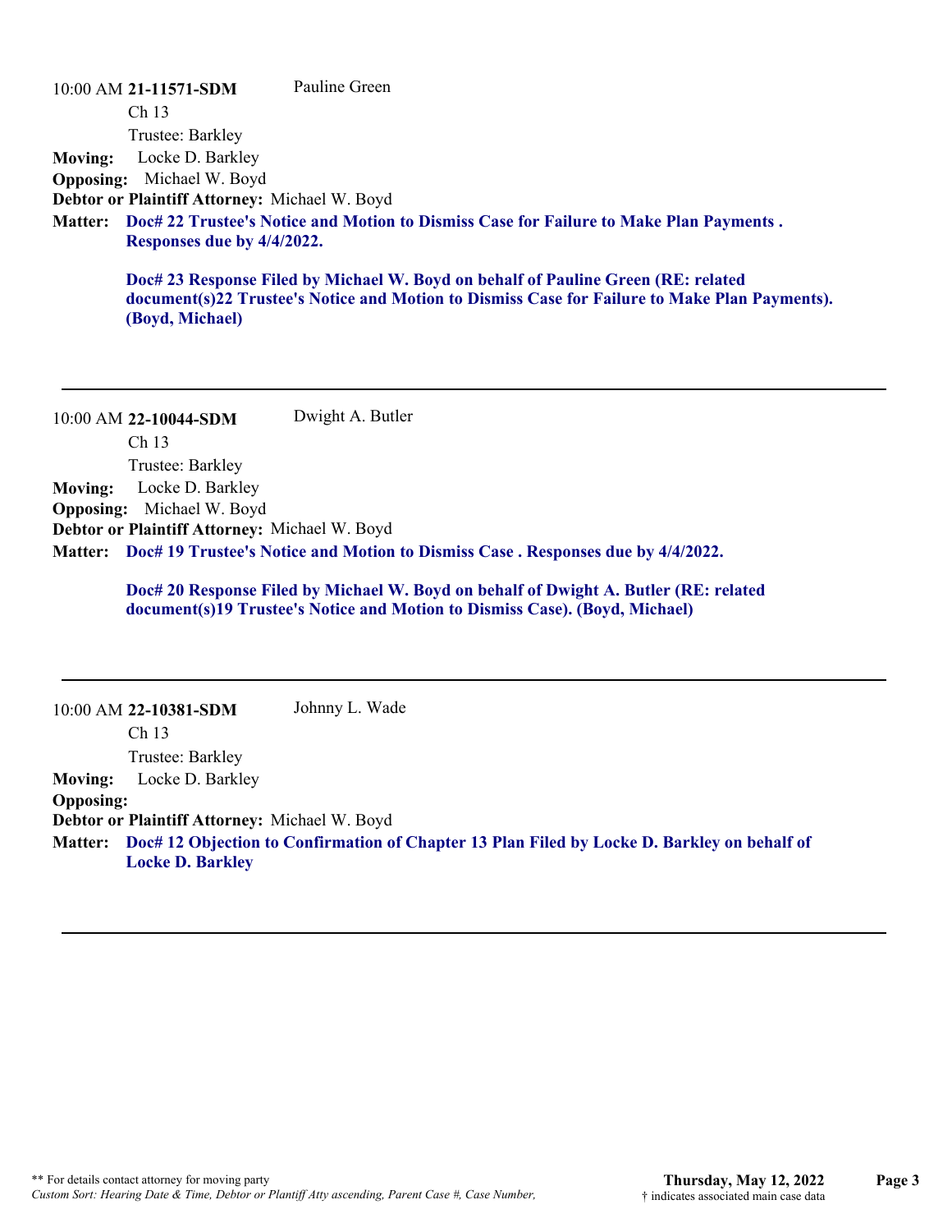10:00 AM **21-11571-SDM** Pauline Green

Ch 13

Trustee: Barkley

**Moving:** Locke D. Barkley

**Opposing:** Michael W. Boyd

**Debtor or Plaintiff Attorney:** Michael W. Boyd

**Matter:** **Doc# 22 Trustee's Notice and Motion to Dismiss Case for Failure to Make Plan Payments . Responses due by 4/4/2022.**

**Doc# 23 Response Filed by Michael W. Boyd on behalf of Pauline Green (RE: related document(s)22 Trustee's Notice and Motion to Dismiss Case for Failure to Make Plan Payments). (Boyd, Michael)**

---

10:00 AM **22-10044-SDM** Dwight A. Butler

Ch 13

Trustee: Barkley

**Moving:** Locke D. Barkley

**Opposing:** Michael W. Boyd

**Debtor or Plaintiff Attorney:** Michael W. Boyd

**Matter:** **Doc# 19 Trustee's Notice and Motion to Dismiss Case . Responses due by 4/4/2022.**

**Doc# 20 Response Filed by Michael W. Boyd on behalf of Dwight A. Butler (RE: related document(s)19 Trustee's Notice and Motion to Dismiss Case). (Boyd, Michael)**

---

10:00 AM **22-10381-SDM** Johnny L. Wade

Ch 13

Trustee: Barkley

**Moving:** Locke D. Barkley

**Opposing:**

**Debtor or Plaintiff Attorney:** Michael W. Boyd

**Matter:** **Doc# 12 Objection to Confirmation of Chapter 13 Plan Filed by Locke D. Barkley on behalf of Locke D. Barkley**

---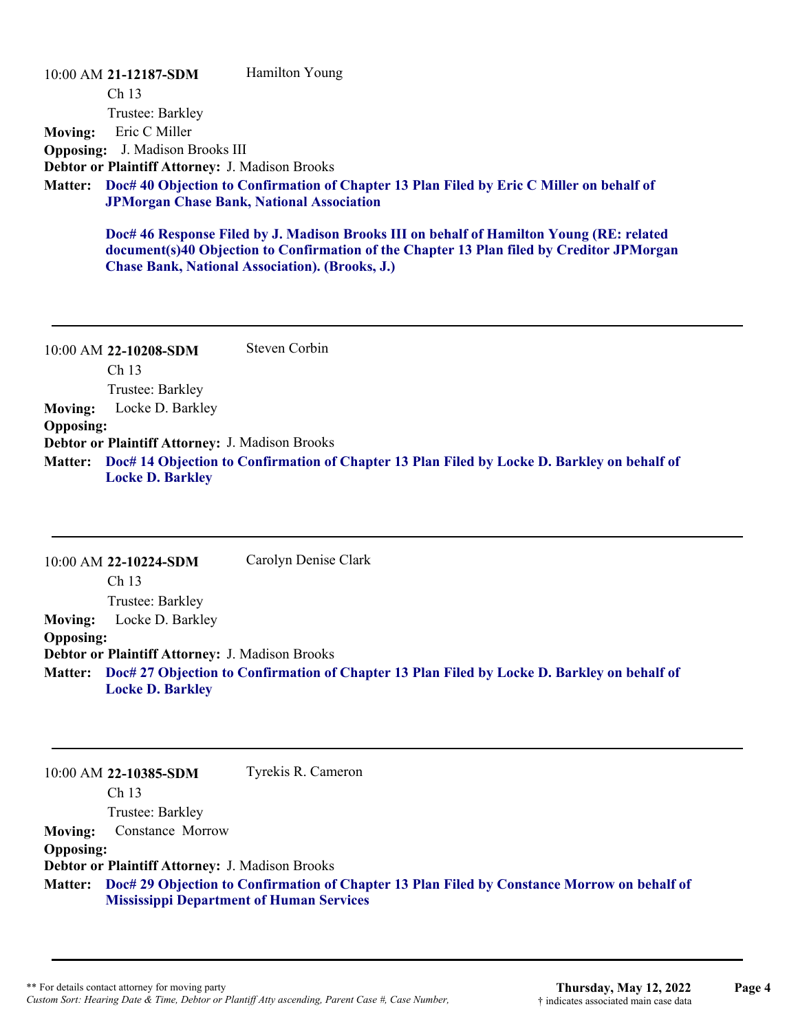10:00 AM **21-12187-SDM** Hamilton Young
Ch 13
Trustee: Barkley
**Moving:** Eric C Miller
**Opposing:** J. Madison Brooks III
**Debtor or Plaintiff Attorney:** J. Madison Brooks
**Matter:** **Doc# 40 Objection to Confirmation of Chapter 13 Plan Filed by Eric C Miller on behalf of JPMorgan Chase Bank, National Association**

**Doc# 46 Response Filed by J. Madison Brooks III on behalf of Hamilton Young (RE: related document(s)40 Objection to Confirmation of the Chapter 13 Plan filed by Creditor JPMorgan Chase Bank, National Association). (Brooks, J.)**

---

10:00 AM **22-10208-SDM** Steven Corbin
Ch 13
Trustee: Barkley
**Moving:** Locke D. Barkley
**Opposing:**
**Debtor or Plaintiff Attorney:** J. Madison Brooks
**Matter:** **Doc# 14 Objection to Confirmation of Chapter 13 Plan Filed by Locke D. Barkley on behalf of Locke D. Barkley**

---

10:00 AM **22-10224-SDM** Carolyn Denise Clark
Ch 13
Trustee: Barkley
**Moving:** Locke D. Barkley
**Opposing:**
**Debtor or Plaintiff Attorney:** J. Madison Brooks
**Matter:** **Doc# 27 Objection to Confirmation of Chapter 13 Plan Filed by Locke D. Barkley on behalf of Locke D. Barkley**

---

10:00 AM **22-10385-SDM** Tyrekis R. Cameron
Ch 13
Trustee: Barkley
**Moving:** Constance Morrow
**Opposing:**
**Debtor or Plaintiff Attorney:** J. Madison Brooks
**Matter:** **Doc# 29 Objection to Confirmation of Chapter 13 Plan Filed by Constance Morrow on behalf of Mississippi Department of Human Services**

---

** For details contact attorney for moving party
*Custom Sort: Hearing Date & Time, Debtor or Plantiff Atty ascending, Parent Case #, Case Number,*

**Thursday, May 12, 2022**
† indicates associated main case data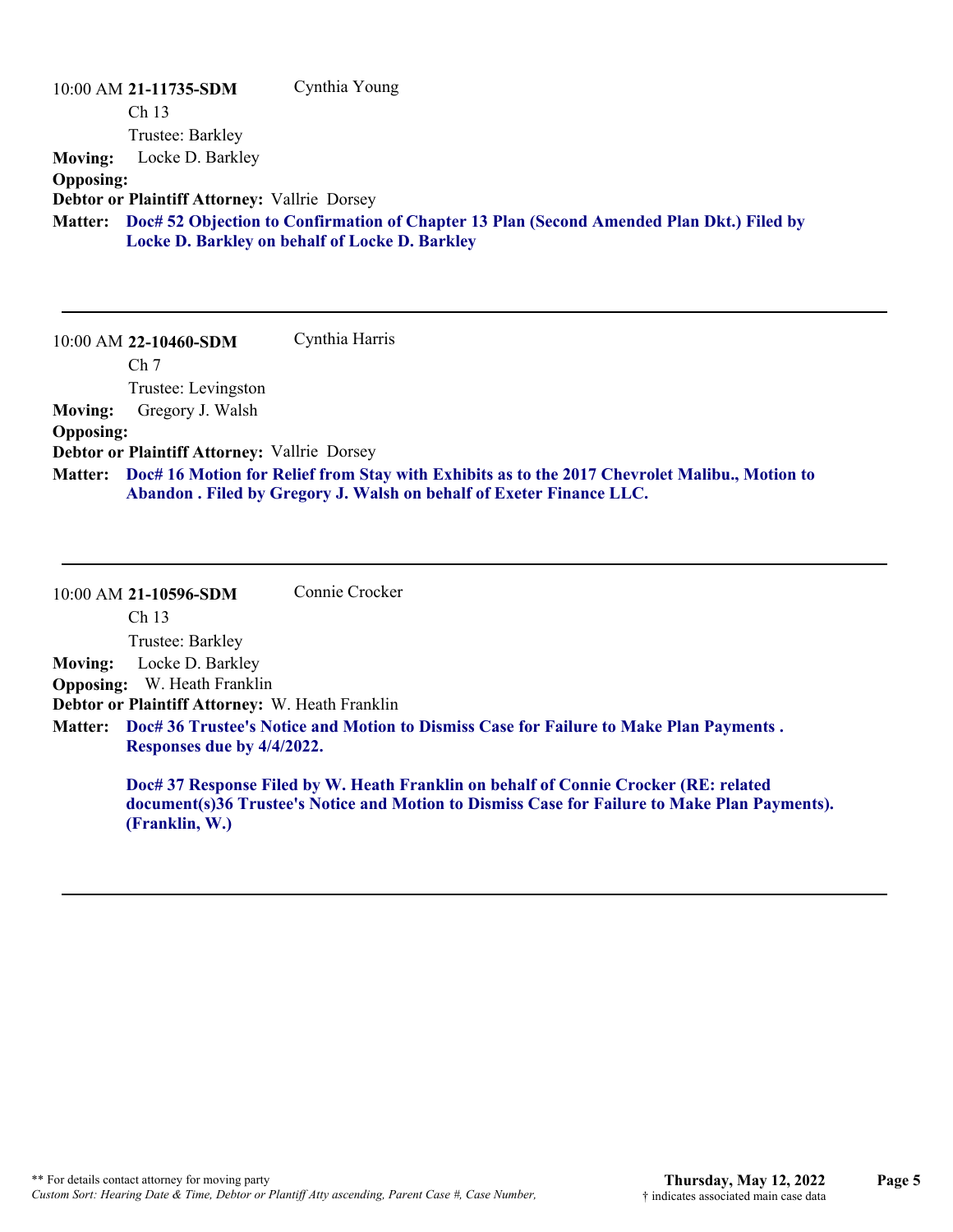10:00 AM **21-11735-SDM** Cynthia Young
Ch 13
Trustee: Barkley

**Moving:** Locke D. Barkley
**Opposing:**
**Debtor or Plaintiff Attorney:** Vallrie Dorsey
**Matter:** **Doc# 52 Objection to Confirmation of Chapter 13 Plan (Second Amended Plan Dkt.) Filed by Locke D. Barkley on behalf of Locke D. Barkley**

---

10:00 AM **22-10460-SDM** Cynthia Harris
Ch 7
Trustee: Levingston

**Moving:** Gregory J. Walsh
**Opposing:**
**Debtor or Plaintiff Attorney:** Vallrie Dorsey
**Matter:** **Doc# 16 Motion for Relief from Stay with Exhibits as to the 2017 Chevrolet Malibu., Motion to Abandon . Filed by Gregory J. Walsh on behalf of Exeter Finance LLC.**

---

10:00 AM **21-10596-SDM** Connie Crocker
Ch 13
Trustee: Barkley

**Moving:** Locke D. Barkley
**Opposing:** W. Heath Franklin
**Debtor or Plaintiff Attorney:** W. Heath Franklin
**Matter:** **Doc# 36 Trustee's Notice and Motion to Dismiss Case for Failure to Make Plan Payments . Responses due by 4/4/2022.**

**Doc# 37 Response Filed by W. Heath Franklin on behalf of Connie Crocker (RE: related document(s)36 Trustee's Notice and Motion to Dismiss Case for Failure to Make Plan Payments). (Franklin, W.)**

---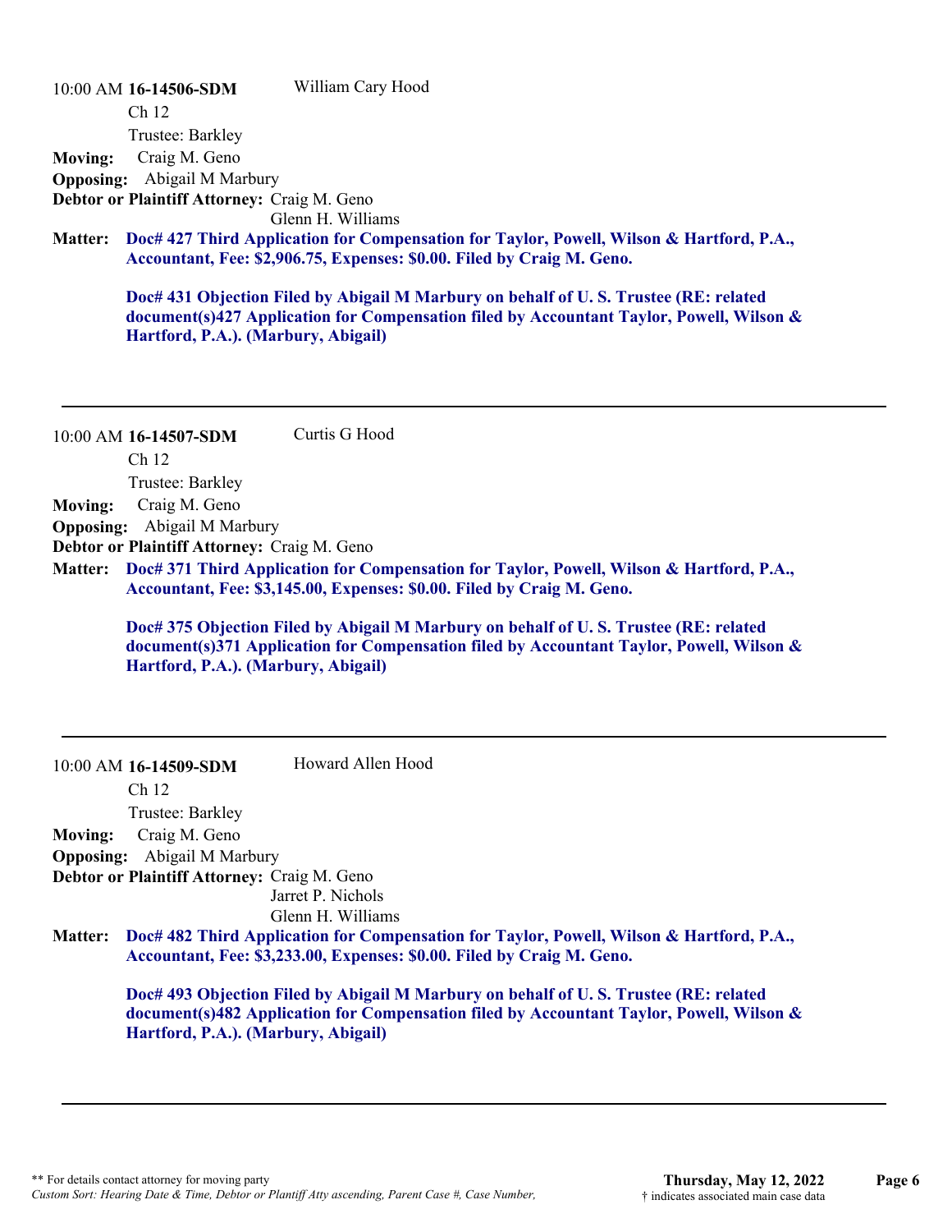10:00 AM **16-14506-SDM** William Cary Hood

Ch 12

Trustee: Barkley

**Moving:** Craig M. Geno

**Opposing:** Abigail M Marbury

**Debtor or Plaintiff Attorney:** Craig M. Geno
Glenn H. Williams

**Matter:** **Doc# 427 Third Application for Compensation for Taylor, Powell, Wilson & Hartford, P.A., Accountant, Fee: $2,906.75, Expenses: $0.00. Filed by Craig M. Geno.**

**Doc# 431 Objection Filed by Abigail M Marbury on behalf of U. S. Trustee (RE: related document(s)427 Application for Compensation filed by Accountant Taylor, Powell, Wilson & Hartford, P.A.). (Marbury, Abigail)**

---

10:00 AM **16-14507-SDM** Curtis G Hood

Ch 12

Trustee: Barkley

**Moving:** Craig M. Geno

**Opposing:** Abigail M Marbury

**Debtor or Plaintiff Attorney:** Craig M. Geno

**Matter:** **Doc# 371 Third Application for Compensation for Taylor, Powell, Wilson & Hartford, P.A., Accountant, Fee: $3,145.00, Expenses: $0.00. Filed by Craig M. Geno.**

**Doc# 375 Objection Filed by Abigail M Marbury on behalf of U. S. Trustee (RE: related document(s)371 Application for Compensation filed by Accountant Taylor, Powell, Wilson & Hartford, P.A.). (Marbury, Abigail)**

---

10:00 AM **16-14509-SDM** Howard Allen Hood

Ch 12

Trustee: Barkley

**Moving:** Craig M. Geno

**Opposing:** Abigail M Marbury

**Debtor or Plaintiff Attorney:** Craig M. Geno
Jarret P. Nichols
Glenn H. Williams

**Matter:** **Doc# 482 Third Application for Compensation for Taylor, Powell, Wilson & Hartford, P.A., Accountant, Fee: $3,233.00, Expenses: $0.00. Filed by Craig M. Geno.**

**Doc# 493 Objection Filed by Abigail M Marbury on behalf of U. S. Trustee (RE: related document(s)482 Application for Compensation filed by Accountant Taylor, Powell, Wilson & Hartford, P.A.). (Marbury, Abigail)**

---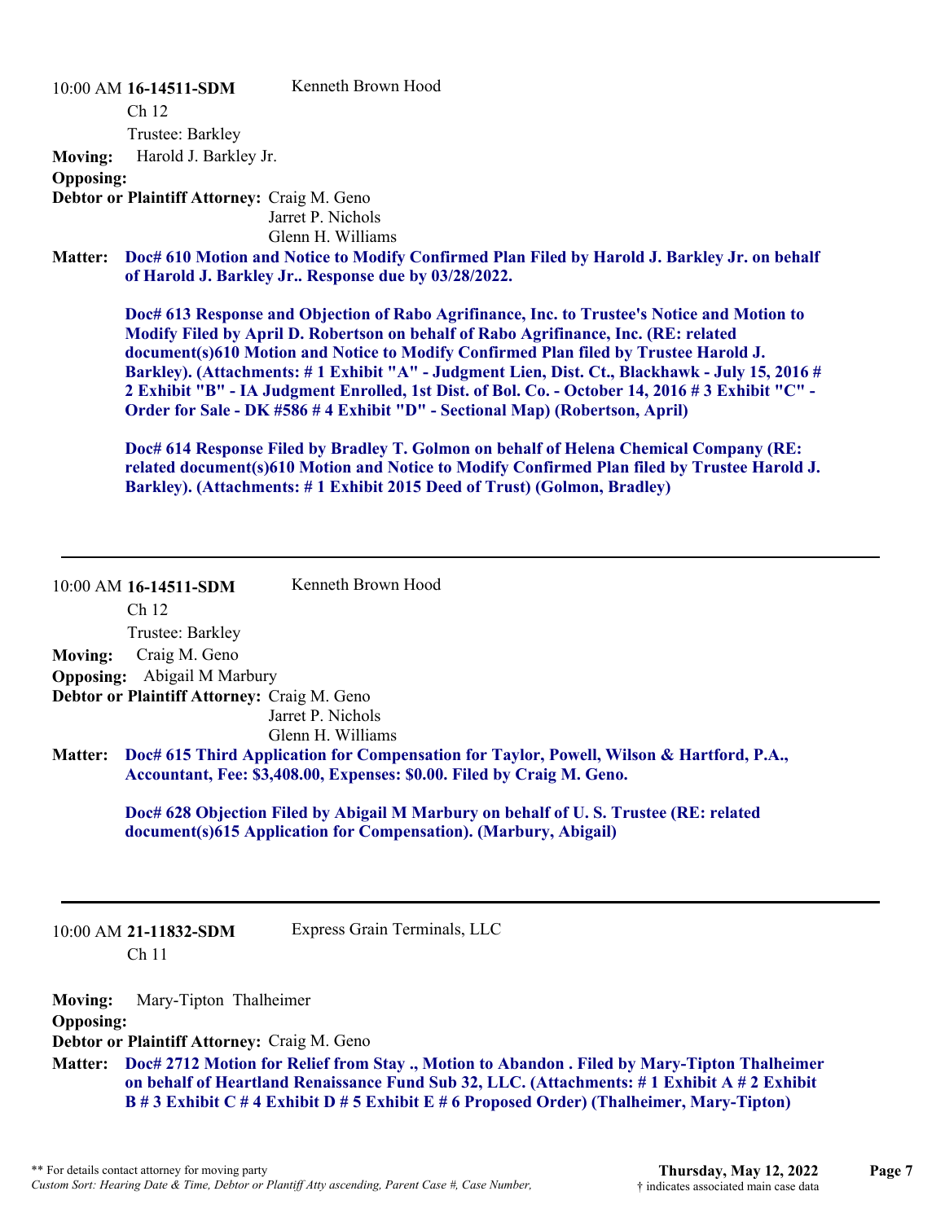10:00 AM **16-14511-SDM** Kenneth Brown Hood

Ch 12

Trustee: Barkley

**Moving:** Harold J. Barkley Jr.

**Opposing:**

**Debtor or Plaintiff Attorney:** Craig M. Geno
Jarret P. Nichols
Glenn H. Williams

**Matter:** **Doc# 610 Motion and Notice to Modify Confirmed Plan Filed by Harold J. Barkley Jr. on behalf of Harold J. Barkley Jr.. Response due by 03/28/2022.**

**Doc# 613 Response and Objection of Rabo Agrifinance, Inc. to Trustee's Notice and Motion to Modify Filed by April D. Robertson on behalf of Rabo Agrifinance, Inc. (RE: related document(s)610 Motion and Notice to Modify Confirmed Plan filed by Trustee Harold J. Barkley). (Attachments: # 1 Exhibit "A" - Judgment Lien, Dist. Ct., Blackhawk - July 15, 2016 # 2 Exhibit "B" - IA Judgment Enrolled, 1st Dist. of Bol. Co. - October 14, 2016 # 3 Exhibit "C" - Order for Sale - DK #586 # 4 Exhibit "D" - Sectional Map) (Robertson, April)**

**Doc# 614 Response Filed by Bradley T. Golmon on behalf of Helena Chemical Company (RE: related document(s)610 Motion and Notice to Modify Confirmed Plan filed by Trustee Harold J. Barkley). (Attachments: # 1 Exhibit 2015 Deed of Trust) (Golmon, Bradley)**

---

10:00 AM **16-14511-SDM** Kenneth Brown Hood

Ch 12

Trustee: Barkley

**Moving:** Craig M. Geno

**Opposing:** Abigail M Marbury

**Debtor or Plaintiff Attorney:** Craig M. Geno
Jarret P. Nichols
Glenn H. Williams

**Matter:** **Doc# 615 Third Application for Compensation for Taylor, Powell, Wilson & Hartford, P.A., Accountant, Fee: $3,408.00, Expenses: $0.00. Filed by Craig M. Geno.**

**Doc# 628 Objection Filed by Abigail M Marbury on behalf of U. S. Trustee (RE: related document(s)615 Application for Compensation). (Marbury, Abigail)**

---

10:00 AM **21-11832-SDM** Express Grain Terminals, LLC

Ch 11

**Moving:** Mary-Tipton Thalheimer

**Opposing:**

**Debtor or Plaintiff Attorney:** Craig M. Geno

**Matter:** **Doc# 2712 Motion for Relief from Stay ., Motion to Abandon . Filed by Mary-Tipton Thalheimer on behalf of Heartland Renaissance Fund Sub 32, LLC. (Attachments: # 1 Exhibit A # 2 Exhibit B # 3 Exhibit C # 4 Exhibit D # 5 Exhibit E # 6 Proposed Order) (Thalheimer, Mary-Tipton)**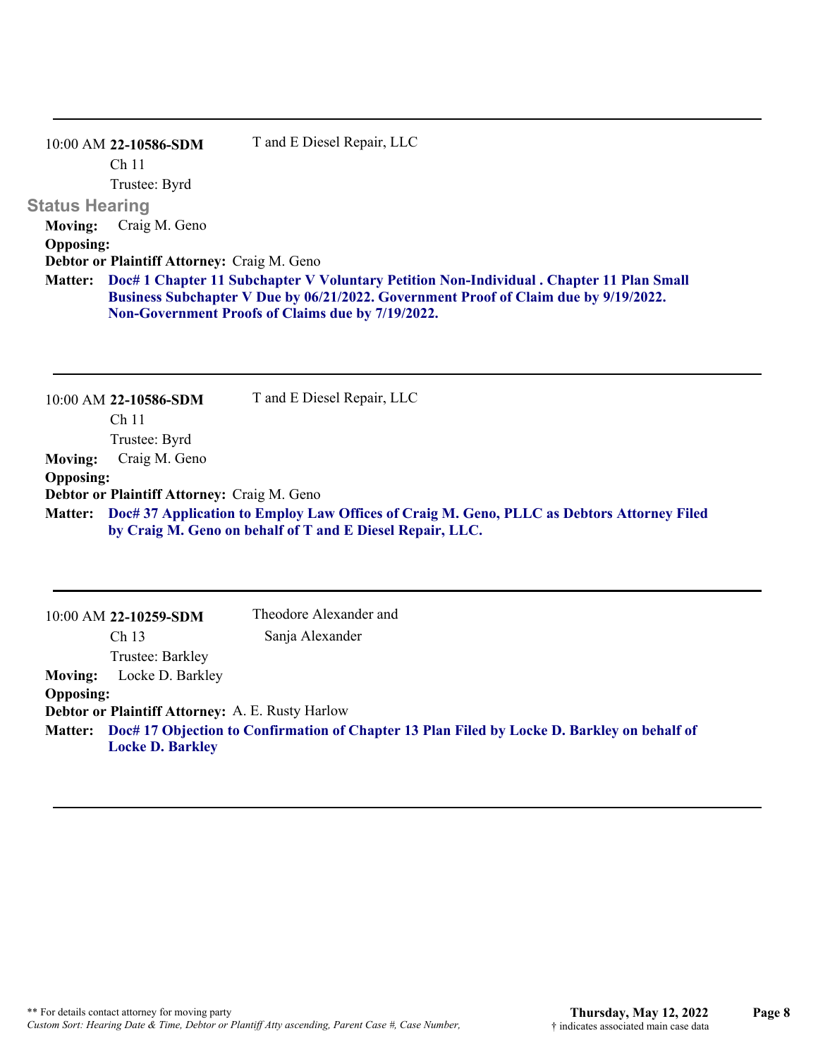---

10:00 AM **22-10586-SDM** T and E Diesel Repair, LLC
Ch 11
Trustee: Byrd

### Status Hearing

**Moving:** Craig M. Geno
**Opposing:**
**Debtor or Plaintiff Attorney:** Craig M. Geno
**Matter:** **Doc# 1 Chapter 11 Subchapter V Voluntary Petition Non-Individual . Chapter 11 Plan Small Business Subchapter V Due by 06/21/2022. Government Proof of Claim due by 9/19/2022. Non-Government Proofs of Claims due by 7/19/2022.**

---

10:00 AM **22-10586-SDM** T and E Diesel Repair, LLC
Ch 11
Trustee: Byrd

**Moving:** Craig M. Geno
**Opposing:**
**Debtor or Plaintiff Attorney:** Craig M. Geno
**Matter:** **Doc# 37 Application to Employ Law Offices of Craig M. Geno, PLLC as Debtors Attorney Filed by Craig M. Geno on behalf of T and E Diesel Repair, LLC.**

---

10:00 AM **22-10259-SDM** Theodore Alexander and Sanja Alexander
Ch 13
Trustee: Barkley

**Moving:** Locke D. Barkley
**Opposing:**
**Debtor or Plaintiff Attorney:** A. E. Rusty Harlow
**Matter:** **Doc# 17 Objection to Confirmation of Chapter 13 Plan Filed by Locke D. Barkley on behalf of Locke D. Barkley**

---

** For details contact attorney for moving party
*Custom Sort: Hearing Date & Time, Debtor or Plantiff Atty ascending, Parent Case #, Case Number,*

**Thursday, May 12, 2022**
† indicates associated main case data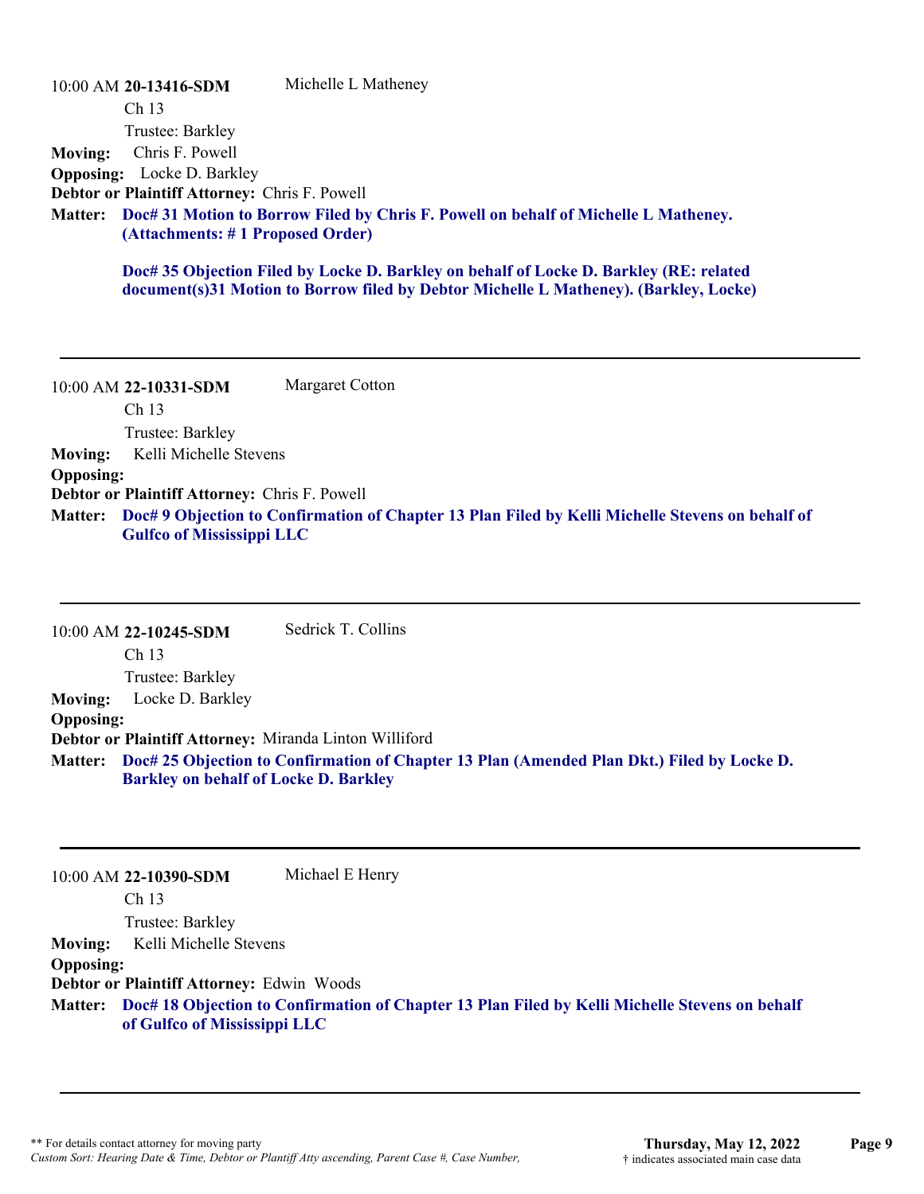10:00 AM **20-13416-SDM** Michelle L Matheney

Ch 13

Trustee: Barkley

**Moving:** Chris F. Powell

**Opposing:** Locke D. Barkley

**Debtor or Plaintiff Attorney:** Chris F. Powell

**Matter:** **Doc# 31 Motion to Borrow Filed by Chris F. Powell on behalf of Michelle L Matheney. (Attachments: # 1 Proposed Order)**

**Doc# 35 Objection Filed by Locke D. Barkley on behalf of Locke D. Barkley (RE: related document(s)31 Motion to Borrow filed by Debtor Michelle L Matheney). (Barkley, Locke)**

---

10:00 AM **22-10331-SDM** Margaret Cotton

Ch 13

Trustee: Barkley

**Moving:** Kelli Michelle Stevens

**Opposing:**

**Debtor or Plaintiff Attorney:** Chris F. Powell

**Matter:** **Doc# 9 Objection to Confirmation of Chapter 13 Plan Filed by Kelli Michelle Stevens on behalf of Gulfco of Mississippi LLC**

---

10:00 AM **22-10245-SDM** Sedrick T. Collins

Ch 13

Trustee: Barkley

**Moving:** Locke D. Barkley

**Opposing:**

**Debtor or Plaintiff Attorney:** Miranda Linton Williford

**Matter:** **Doc# 25 Objection to Confirmation of Chapter 13 Plan (Amended Plan Dkt.) Filed by Locke D. Barkley on behalf of Locke D. Barkley**

---

10:00 AM **22-10390-SDM** Michael E Henry

Ch 13

Trustee: Barkley

**Moving:** Kelli Michelle Stevens

**Opposing:**

**Debtor or Plaintiff Attorney:** Edwin Woods

**Matter:** **Doc# 18 Objection to Confirmation of Chapter 13 Plan Filed by Kelli Michelle Stevens on behalf of Gulfco of Mississippi LLC**

---